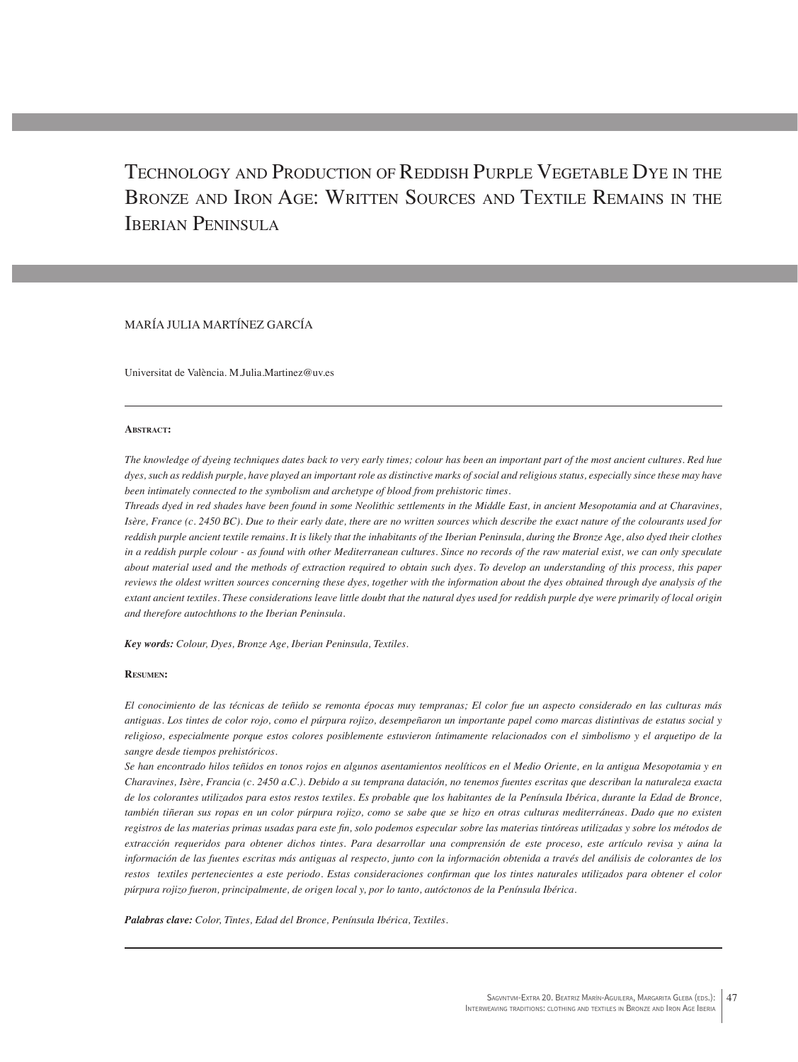# Technology and Production of Reddish Purple Vegetable Dye in the Bronze and Iron Age: Written Sources and Textile Remains in the Iberian Peninsula

MARÍA JULIA MARTÍNEZ GARCÍA

Universitat de València. M.Julia.Martinez@uv.es

---

**Abstract:**

*The knowledge of dyeing techniques dates back to very early times; colour has been an important part of the most ancient cultures. Red hue dyes, such as reddish purple, have played an important role as distinctive marks of social and religious status, especially since these may have been intimately connected to the symbolism and archetype of blood from prehistoric times.*

*Threads dyed in red shades have been found in some Neolithic settlements in the Middle East, in ancient Mesopotamia and at Charavines, Isère, France (c. 2450 BC). Due to their early date, there are no written sources which describe the exact nature of the colourants used for reddish purple ancient textile remains. It is likely that the inhabitants of the Iberian Peninsula, during the Bronze Age, also dyed their clothes in a reddish purple colour - as found with other Mediterranean cultures. Since no records of the raw material exist, we can only speculate about material used and the methods of extraction required to obtain such dyes. To develop an understanding of this process, this paper reviews the oldest written sources concerning these dyes, together with the information about the dyes obtained through dye analysis of the extant ancient textiles. These considerations leave little doubt that the natural dyes used for reddish purple dye were primarily of local origin and therefore autochthons to the Iberian Peninsula.*

***Key words:*** *Colour, Dyes, Bronze Age, Iberian Peninsula, Textiles.*

**Resumen:**

*El conocimiento de las técnicas de teñido se remonta épocas muy tempranas; El color fue un aspecto considerado en las culturas más antiguas. Los tintes de color rojo, como el púrpura rojizo, desempeñaron un importante papel como marcas distintivas de estatus social y religioso, especialmente porque estos colores posiblemente estuvieron íntimamente relacionados con el simbolismo y el arquetipo de la sangre desde tiempos prehistóricos.*

*Se han encontrado hilos teñidos en tonos rojos en algunos asentamientos neolíticos en el Medio Oriente, en la antigua Mesopotamia y en Charavines, Isère, Francia (c. 2450 a.C.). Debido a su temprana datación, no tenemos fuentes escritas que describan la naturaleza exacta de los colorantes utilizados para estos restos textiles. Es probable que los habitantes de la Península Ibérica, durante la Edad de Bronce, también tiñeran sus ropas en un color púrpura rojizo, como se sabe que se hizo en otras culturas mediterráneas. Dado que no existen registros de las materias primas usadas para este fin, solo podemos especular sobre las materias tintóreas utilizadas y sobre los métodos de extracción requeridos para obtener dichos tintes. Para desarrollar una comprensión de este proceso, este artículo revisa y aúna la información de las fuentes escritas más antiguas al respecto, junto con la información obtenida a través del análisis de colorantes de los restos textiles pertenecientes a este periodo. Estas consideraciones confirman que los tintes naturales utilizados para obtener el color púrpura rojizo fueron, principalmente, de origen local y, por lo tanto, autóctonos de la Península Ibérica.*

***Palabras clave:*** *Color, Tintes, Edad del Bronce, Península Ibérica, Textiles.*

---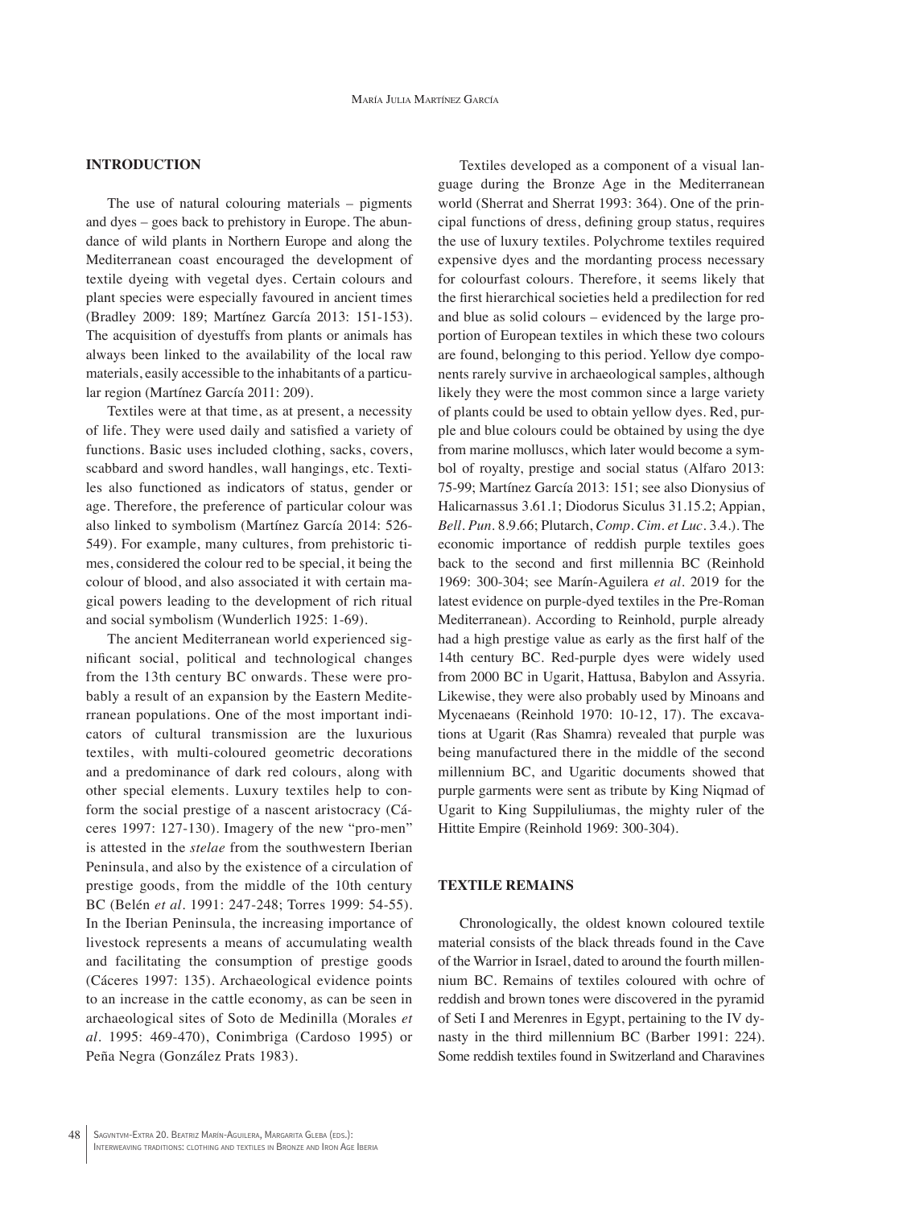## INTRODUCTION

The use of natural colouring materials – pigments and dyes – goes back to prehistory in Europe. The abundance of wild plants in Northern Europe and along the Mediterranean coast encouraged the development of textile dyeing with vegetal dyes. Certain colours and plant species were especially favoured in ancient times (Bradley 2009: 189; Martínez García 2013: 151-153). The acquisition of dyestuffs from plants or animals has always been linked to the availability of the local raw materials, easily accessible to the inhabitants of a particular region (Martínez García 2011: 209).

Textiles were at that time, as at present, a necessity of life. They were used daily and satisfied a variety of functions. Basic uses included clothing, sacks, covers, scabbard and sword handles, wall hangings, etc. Textiles also functioned as indicators of status, gender or age. Therefore, the preference of particular colour was also linked to symbolism (Martínez García 2014: 526-549). For example, many cultures, from prehistoric times, considered the colour red to be special, it being the colour of blood, and also associated it with certain magical powers leading to the development of rich ritual and social symbolism (Wunderlich 1925: 1-69).

The ancient Mediterranean world experienced significant social, political and technological changes from the 13th century BC onwards. These were probably a result of an expansion by the Eastern Mediterranean populations. One of the most important indicators of cultural transmission are the luxurious textiles, with multi-coloured geometric decorations and a predominance of dark red colours, along with other special elements. Luxury textiles help to conform the social prestige of a nascent aristocracy (Cáceres 1997: 127-130). Imagery of the new "pro-men" is attested in the *stelae* from the southwestern Iberian Peninsula, and also by the existence of a circulation of prestige goods, from the middle of the 10th century BC (Belén *et al*. 1991: 247-248; Torres 1999: 54-55). In the Iberian Peninsula, the increasing importance of livestock represents a means of accumulating wealth and facilitating the consumption of prestige goods (Cáceres 1997: 135). Archaeological evidence points to an increase in the cattle economy, as can be seen in archaeological sites of Soto de Medinilla (Morales *et al*. 1995: 469-470), Conimbriga (Cardoso 1995) or Peña Negra (González Prats 1983).

Textiles developed as a component of a visual language during the Bronze Age in the Mediterranean world (Sherrat and Sherrat 1993: 364). One of the principal functions of dress, defining group status, requires the use of luxury textiles. Polychrome textiles required expensive dyes and the mordanting process necessary for colourfast colours. Therefore, it seems likely that the first hierarchical societies held a predilection for red and blue as solid colours – evidenced by the large proportion of European textiles in which these two colours are found, belonging to this period. Yellow dye components rarely survive in archaeological samples, although likely they were the most common since a large variety of plants could be used to obtain yellow dyes. Red, purple and blue colours could be obtained by using the dye from marine molluscs, which later would become a symbol of royalty, prestige and social status (Alfaro 2013: 75-99; Martínez García 2013: 151; see also Dionysius of Halicarnassus 3.61.1; Diodorus Siculus 31.15.2; Appian, *Bell. Pun.* 8.9.66; Plutarch, *Comp. Cim. et Luc.* 3.4.). The economic importance of reddish purple textiles goes back to the second and first millennia BC (Reinhold 1969: 300-304; see Marín-Aguilera *et al*. 2019 for the latest evidence on purple-dyed textiles in the Pre-Roman Mediterranean). According to Reinhold, purple already had a high prestige value as early as the first half of the 14th century BC. Red-purple dyes were widely used from 2000 BC in Ugarit, Hattusa, Babylon and Assyria. Likewise, they were also probably used by Minoans and Mycenaeans (Reinhold 1970: 10-12, 17). The excavations at Ugarit (Ras Shamra) revealed that purple was being manufactured there in the middle of the second millennium BC, and Ugaritic documents showed that purple garments were sent as tribute by King Niqmad of Ugarit to King Suppiluliumas, the mighty ruler of the Hittite Empire (Reinhold 1969: 300-304).

## TEXTILE REMAINS

Chronologically, the oldest known coloured textile material consists of the black threads found in the Cave of the Warrior in Israel, dated to around the fourth millennium BC. Remains of textiles coloured with ochre of reddish and brown tones were discovered in the pyramid of Seti I and Merenres in Egypt, pertaining to the IV dynasty in the third millennium BC (Barber 1991: 224). Some reddish textiles found in Switzerland and Charavines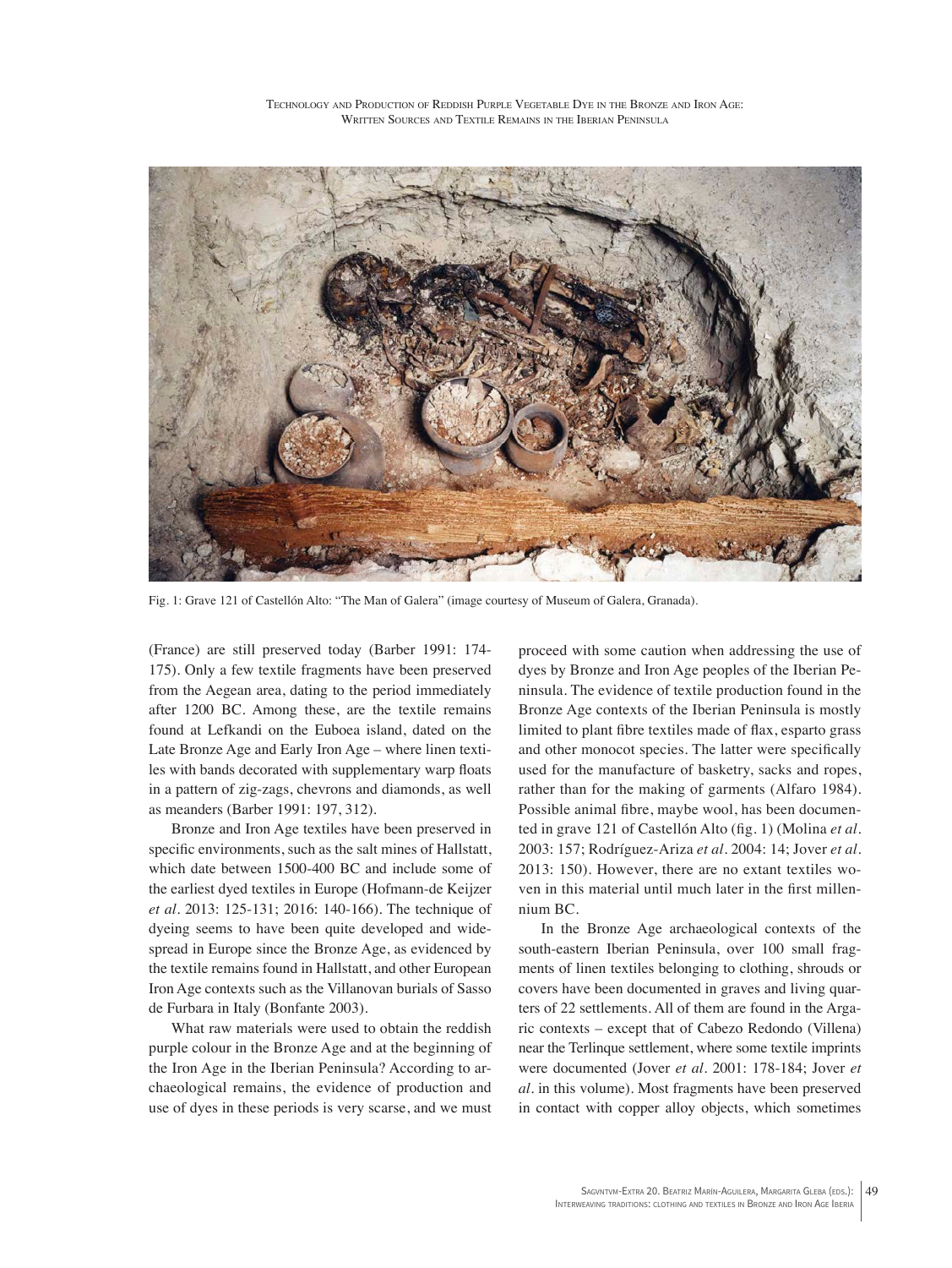Fig. 1: Grave 121 of Castellón Alto: "The Man of Galera" (image courtesy of Museum of Galera, Granada).

(France) are still preserved today (Barber 1991: 174-175). Only a few textile fragments have been preserved from the Aegean area, dating to the period immediately after 1200 BC. Among these, are the textile remains found at Lefkandi on the Euboea island, dated on the Late Bronze Age and Early Iron Age – where linen textiles with bands decorated with supplementary warp floats in a pattern of zig-zags, chevrons and diamonds, as well as meanders (Barber 1991: 197, 312).

Bronze and Iron Age textiles have been preserved in specific environments, such as the salt mines of Hallstatt, which date between 1500-400 BC and include some of the earliest dyed textiles in Europe (Hofmann-de Keijzer *et al.* 2013: 125-131; 2016: 140-166). The technique of dyeing seems to have been quite developed and widespread in Europe since the Bronze Age, as evidenced by the textile remains found in Hallstatt, and other European Iron Age contexts such as the Villanovan burials of Sasso de Furbara in Italy (Bonfante 2003).

What raw materials were used to obtain the reddish purple colour in the Bronze Age and at the beginning of the Iron Age in the Iberian Peninsula? According to archaeological remains, the evidence of production and use of dyes in these periods is very scarse, and we must proceed with some caution when addressing the use of dyes by Bronze and Iron Age peoples of the Iberian Peninsula. The evidence of textile production found in the Bronze Age contexts of the Iberian Peninsula is mostly limited to plant fibre textiles made of flax, esparto grass and other monocot species. The latter were specifically used for the manufacture of basketry, sacks and ropes, rather than for the making of garments (Alfaro 1984). Possible animal fibre, maybe wool, has been documented in grave 121 of Castellón Alto (fig. 1) (Molina *et al.* 2003: 157; Rodríguez-Ariza *et al.* 2004: 14; Jover *et al.* 2013: 150). However, there are no extant textiles woven in this material until much later in the first millennium BC.

In the Bronze Age archaeological contexts of the south-eastern Iberian Peninsula, over 100 small fragments of linen textiles belonging to clothing, shrouds or covers have been documented in graves and living quarters of 22 settlements. All of them are found in the Argaric contexts – except that of Cabezo Redondo (Villena) near the Terlinque settlement, where some textile imprints were documented (Jover *et al.* 2001: 178-184; Jover *et al.* in this volume). Most fragments have been preserved in contact with copper alloy objects, which sometimes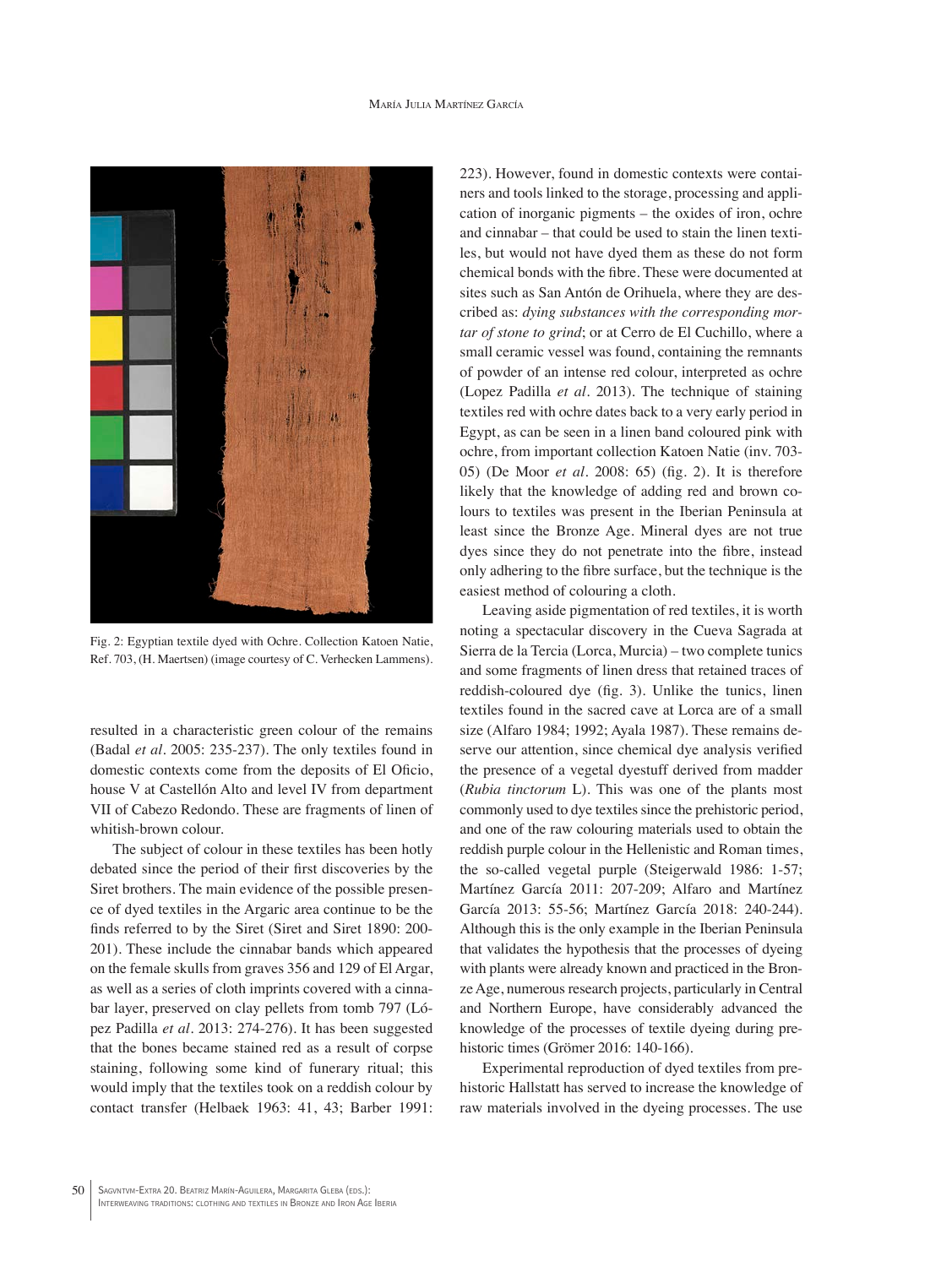Fig. 2: Egyptian textile dyed with Ochre. Collection Katoen Natie, Ref. 703, (H. Maertsen) (image courtesy of C. Verhecken Lammens).

resulted in a characteristic green colour of the remains (Badal *et al*. 2005: 235-237). The only textiles found in domestic contexts come from the deposits of El Oficio, house V at Castellón Alto and level IV from department VII of Cabezo Redondo. These are fragments of linen of whitish-brown colour.

The subject of colour in these textiles has been hotly debated since the period of their first discoveries by the Siret brothers. The main evidence of the possible presence of dyed textiles in the Argaric area continue to be the finds referred to by the Siret (Siret and Siret 1890: 200-201). These include the cinnabar bands which appeared on the female skulls from graves 356 and 129 of El Argar, as well as a series of cloth imprints covered with a cinnabar layer, preserved on clay pellets from tomb 797 (López Padilla *et al*. 2013: 274-276). It has been suggested that the bones became stained red as a result of corpse staining, following some kind of funerary ritual; this would imply that the textiles took on a reddish colour by contact transfer (Helbaek 1963: 41, 43; Barber 1991: 223). However, found in domestic contexts were containers and tools linked to the storage, processing and application of inorganic pigments – the oxides of iron, ochre and cinnabar – that could be used to stain the linen textiles, but would not have dyed them as these do not form chemical bonds with the fibre. These were documented at sites such as San Antón de Orihuela, where they are described as: *dying substances with the corresponding mortar of stone to grind*; or at Cerro de El Cuchillo, where a small ceramic vessel was found, containing the remnants of powder of an intense red colour, interpreted as ochre (Lopez Padilla *et al*. 2013). The technique of staining textiles red with ochre dates back to a very early period in Egypt, as can be seen in a linen band coloured pink with ochre, from important collection Katoen Natie (inv. 703-05) (De Moor *et al*. 2008: 65) (fig. 2). It is therefore likely that the knowledge of adding red and brown colours to textiles was present in the Iberian Peninsula at least since the Bronze Age. Mineral dyes are not true dyes since they do not penetrate into the fibre, instead only adhering to the fibre surface, but the technique is the easiest method of colouring a cloth.

Leaving aside pigmentation of red textiles, it is worth noting a spectacular discovery in the Cueva Sagrada at Sierra de la Tercia (Lorca, Murcia) – two complete tunics and some fragments of linen dress that retained traces of reddish-coloured dye (fig. 3). Unlike the tunics, linen textiles found in the sacred cave at Lorca are of a small size (Alfaro 1984; 1992; Ayala 1987). These remains deserve our attention, since chemical dye analysis verified the presence of a vegetal dyestuff derived from madder (*Rubia tinctorum* L). This was one of the plants most commonly used to dye textiles since the prehistoric period, and one of the raw colouring materials used to obtain the reddish purple colour in the Hellenistic and Roman times, the so-called vegetal purple (Steigerwald 1986: 1-57; Martínez García 2011: 207-209; Alfaro and Martínez García 2013: 55-56; Martínez García 2018: 240-244). Although this is the only example in the Iberian Peninsula that validates the hypothesis that the processes of dyeing with plants were already known and practiced in the Bronze Age, numerous research projects, particularly in Central and Northern Europe, have considerably advanced the knowledge of the processes of textile dyeing during prehistoric times (Grömer 2016: 140-146).

Experimental reproduction of dyed textiles from prehistoric Hallstatt has served to increase the knowledge of raw materials involved in the dyeing processes. The use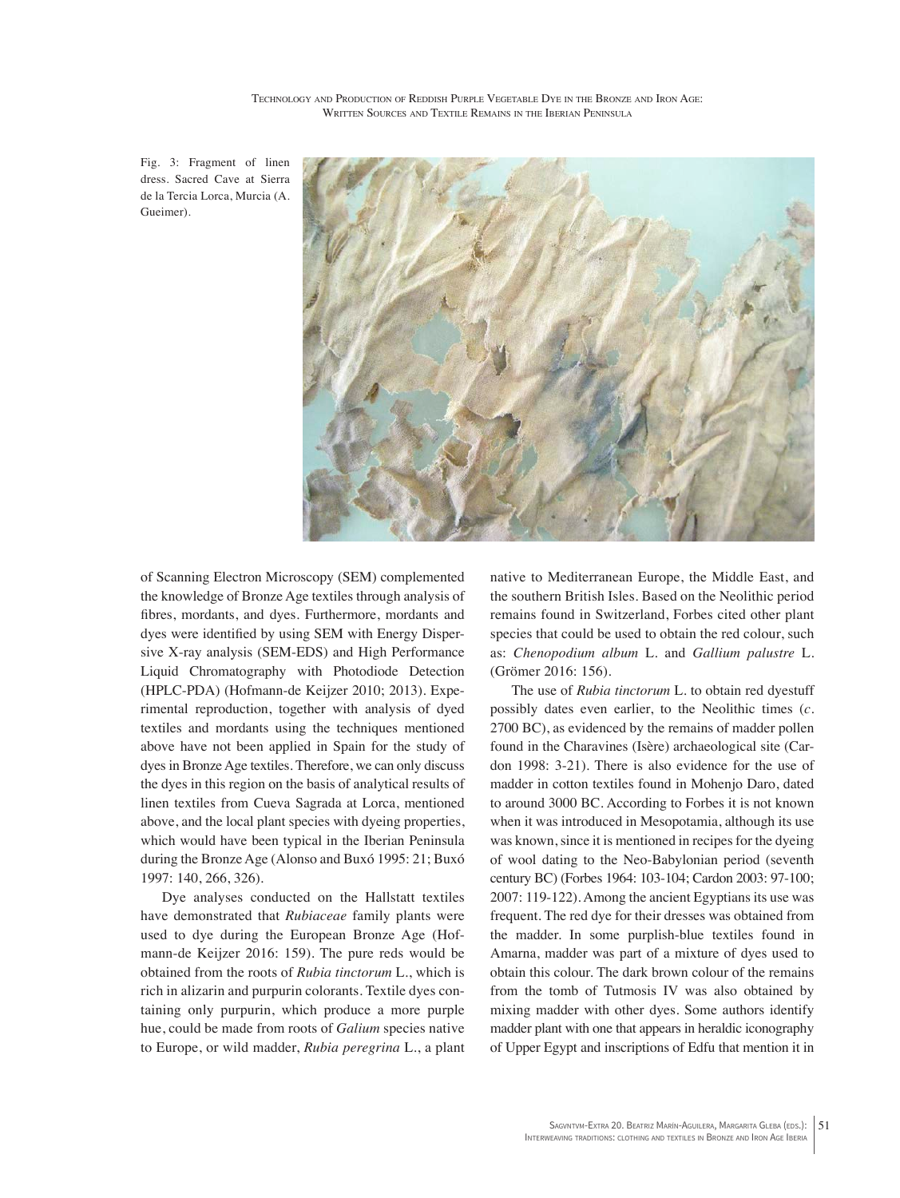Fig. 3: Fragment of linen dress. Sacred Cave at Sierra de la Tercia Lorca, Murcia (A. Gueimer).

of Scanning Electron Microscopy (SEM) complemented the knowledge of Bronze Age textiles through analysis of fibres, mordants, and dyes. Furthermore, mordants and dyes were identified by using SEM with Energy Dispersive X-ray analysis (SEM-EDS) and High Performance Liquid Chromatography with Photodiode Detection (HPLC-PDA) (Hofmann-de Keijzer 2010; 2013). Experimental reproduction, together with analysis of dyed textiles and mordants using the techniques mentioned above have not been applied in Spain for the study of dyes in Bronze Age textiles. Therefore, we can only discuss the dyes in this region on the basis of analytical results of linen textiles from Cueva Sagrada at Lorca, mentioned above, and the local plant species with dyeing properties, which would have been typical in the Iberian Peninsula during the Bronze Age (Alonso and Buxó 1995: 21; Buxó 1997: 140, 266, 326).

Dye analyses conducted on the Hallstatt textiles have demonstrated that *Rubiaceae* family plants were used to dye during the European Bronze Age (Hofmann-de Keijzer 2016: 159). The pure reds would be obtained from the roots of *Rubia tinctorum* L., which is rich in alizarin and purpurin colorants. Textile dyes containing only purpurin, which produce a more purple hue, could be made from roots of *Galium* species native to Europe, or wild madder, *Rubia peregrina* L., a plant native to Mediterranean Europe, the Middle East, and the southern British Isles. Based on the Neolithic period remains found in Switzerland, Forbes cited other plant species that could be used to obtain the red colour, such as: *Chenopodium album* L. and *Gallium palustre* L. (Grömer 2016: 156).

The use of *Rubia tinctorum* L. to obtain red dyestuff possibly dates even earlier, to the Neolithic times (*c.* 2700 BC), as evidenced by the remains of madder pollen found in the Charavines (Isère) archaeological site (Cardon 1998: 3-21). There is also evidence for the use of madder in cotton textiles found in Mohenjo Daro, dated to around 3000 BC. According to Forbes it is not known when it was introduced in Mesopotamia, although its use was known, since it is mentioned in recipes for the dyeing of wool dating to the Neo-Babylonian period (seventh century BC) (Forbes 1964: 103-104; Cardon 2003: 97-100; 2007: 119-122). Among the ancient Egyptians its use was frequent. The red dye for their dresses was obtained from the madder. In some purplish-blue textiles found in Amarna, madder was part of a mixture of dyes used to obtain this colour. The dark brown colour of the remains from the tomb of Tutmosis IV was also obtained by mixing madder with other dyes. Some authors identify madder plant with one that appears in heraldic iconography of Upper Egypt and inscriptions of Edfu that mention it in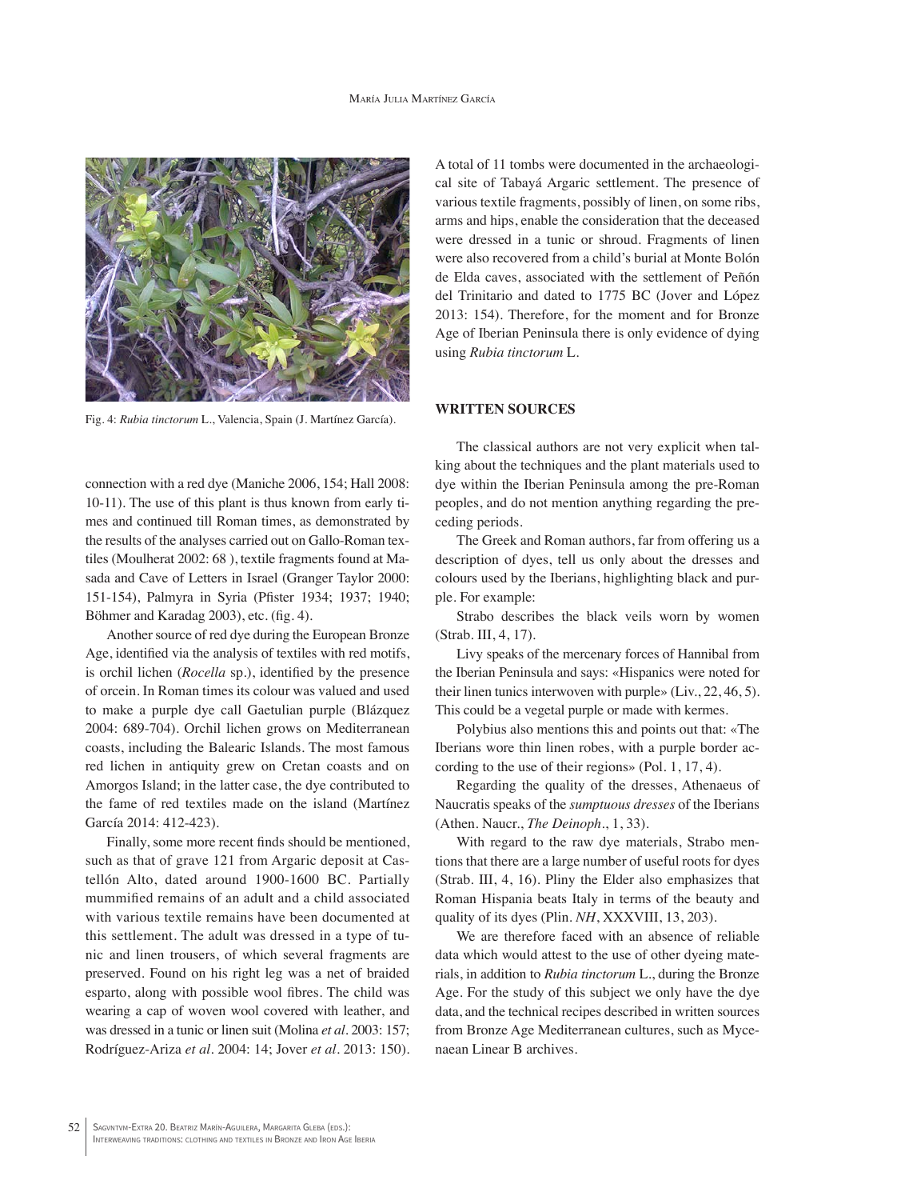Fig. 4: *Rubia tinctorum* L., Valencia, Spain (J. Martínez García).

connection with a red dye (Maniche 2006, 154; Hall 2008: 10-11). The use of this plant is thus known from early times and continued till Roman times, as demonstrated by the results of the analyses carried out on Gallo-Roman textiles (Moulherat 2002: 68 ), textile fragments found at Masada and Cave of Letters in Israel (Granger Taylor 2000: 151-154), Palmyra in Syria (Pfister 1934; 1937; 1940; Böhmer and Karadag 2003), etc. (fig. 4).

Another source of red dye during the European Bronze Age, identified via the analysis of textiles with red motifs, is orchil lichen (*Rocella* sp.), identified by the presence of orcein. In Roman times its colour was valued and used to make a purple dye call Gaetulian purple (Blázquez 2004: 689-704). Orchil lichen grows on Mediterranean coasts, including the Balearic Islands. The most famous red lichen in antiquity grew on Cretan coasts and on Amorgos Island; in the latter case, the dye contributed to the fame of red textiles made on the island (Martínez García 2014: 412-423).

Finally, some more recent finds should be mentioned, such as that of grave 121 from Argaric deposit at Castellón Alto, dated around 1900-1600 BC. Partially mummified remains of an adult and a child associated with various textile remains have been documented at this settlement. The adult was dressed in a type of tunic and linen trousers, of which several fragments are preserved. Found on his right leg was a net of braided esparto, along with possible wool fibres. The child was wearing a cap of woven wool covered with leather, and was dressed in a tunic or linen suit (Molina *et al*. 2003: 157; Rodríguez-Ariza *et al*. 2004: 14; Jover *et al*. 2013: 150).

A total of 11 tombs were documented in the archaeological site of Tabayá Argaric settlement. The presence of various textile fragments, possibly of linen, on some ribs, arms and hips, enable the consideration that the deceased were dressed in a tunic or shroud. Fragments of linen were also recovered from a child's burial at Monte Bolón de Elda caves, associated with the settlement of Peñón del Trinitario and dated to 1775 BC (Jover and López 2013: 154). Therefore, for the moment and for Bronze Age of Iberian Peninsula there is only evidence of dying using *Rubia tinctorum* L.

## WRITTEN SOURCES

The classical authors are not very explicit when talking about the techniques and the plant materials used to dye within the Iberian Peninsula among the pre-Roman peoples, and do not mention anything regarding the preceding periods.

The Greek and Roman authors, far from offering us a description of dyes, tell us only about the dresses and colours used by the Iberians, highlighting black and purple. For example:

Strabo describes the black veils worn by women (Strab. III, 4, 17).

Livy speaks of the mercenary forces of Hannibal from the Iberian Peninsula and says: «Hispanics were noted for their linen tunics interwoven with purple» (Liv., 22, 46, 5). This could be a vegetal purple or made with kermes.

Polybius also mentions this and points out that: «The Iberians wore thin linen robes, with a purple border according to the use of their regions» (Pol. 1, 17, 4).

Regarding the quality of the dresses, Athenaeus of Naucratis speaks of the *sumptuous dresses* of the Iberians (Athen. Naucr., *The Deinoph*., 1, 33).

With regard to the raw dye materials, Strabo mentions that there are a large number of useful roots for dyes (Strab. III, 4, 16). Pliny the Elder also emphasizes that Roman Hispania beats Italy in terms of the beauty and quality of its dyes (Plin. *NH*, XXXVIII, 13, 203).

We are therefore faced with an absence of reliable data which would attest to the use of other dyeing materials, in addition to *Rubia tinctorum* L., during the Bronze Age. For the study of this subject we only have the dye data, and the technical recipes described in written sources from Bronze Age Mediterranean cultures, such as Mycenaean Linear B archives.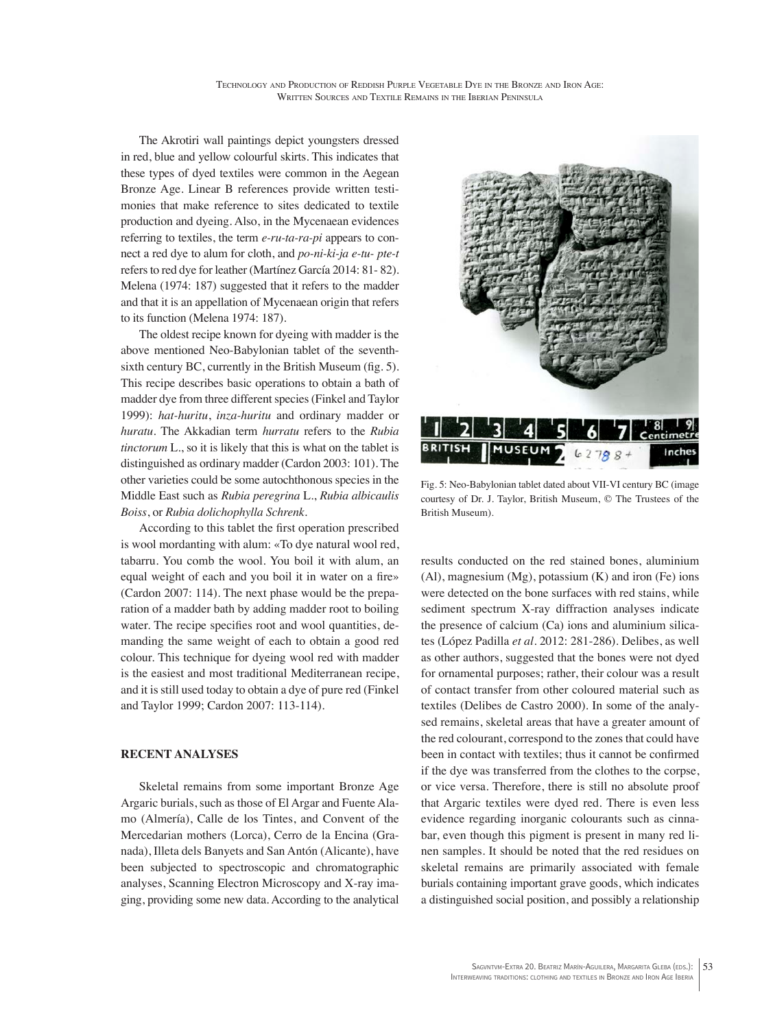The Akrotiri wall paintings depict youngsters dressed in red, blue and yellow colourful skirts. This indicates that these types of dyed textiles were common in the Aegean Bronze Age. Linear B references provide written testimonies that make reference to sites dedicated to textile production and dyeing. Also, in the Mycenaean evidences referring to textiles, the term *e-ru-ta-ra-pi* appears to connect a red dye to alum for cloth, and *po-ni-ki-ja e-tu- pte-t* refers to red dye for leather (Martínez García 2014: 81- 82). Melena (1974: 187) suggested that it refers to the madder and that it is an appellation of Mycenaean origin that refers to its function (Melena 1974: 187).

The oldest recipe known for dyeing with madder is the above mentioned Neo-Babylonian tablet of the seventh-sixth century BC, currently in the British Museum (fig. 5). This recipe describes basic operations to obtain a bath of madder dye from three different species (Finkel and Taylor 1999): *hat-huritu*, *inza-huritu* and ordinary madder or *huratu*. The Akkadian term *hurratu* refers to the *Rubia tinctorum* L., so it is likely that this is what on the tablet is distinguished as ordinary madder (Cardon 2003: 101). The other varieties could be some autochthonous species in the Middle East such as *Rubia peregrina* L., *Rubia albicaulis Boiss*, or *Rubia dolichophylla Schrenk*.

According to this tablet the first operation prescribed is wool mordanting with alum: «To dye natural wool red, tabarru. You comb the wool. You boil it with alum, an equal weight of each and you boil it in water on a fire» (Cardon 2007: 114). The next phase would be the preparation of a madder bath by adding madder root to boiling water. The recipe specifies root and wool quantities, demanding the same weight of each to obtain a good red colour. This technique for dyeing wool red with madder is the easiest and most traditional Mediterranean recipe, and it is still used today to obtain a dye of pure red (Finkel and Taylor 1999; Cardon 2007: 113-114).

Fig. 5: Neo-Babylonian tablet dated about VII-VI century BC (image courtesy of Dr. J. Taylor, British Museum, © The Trustees of the British Museum).

## RECENT ANALYSES

Skeletal remains from some important Bronze Age Argaric burials, such as those of El Argar and Fuente Alamo (Almería), Calle de los Tintes, and Convent of the Mercedarian mothers (Lorca), Cerro de la Encina (Granada), Illeta dels Banyets and San Antón (Alicante), have been subjected to spectroscopic and chromatographic analyses, Scanning Electron Microscopy and X-ray imaging, providing some new data. According to the analytical results conducted on the red stained bones, aluminium (Al), magnesium (Mg), potassium (K) and iron (Fe) ions were detected on the bone surfaces with red stains, while sediment spectrum X-ray diffraction analyses indicate the presence of calcium (Ca) ions and aluminium silicates (López Padilla *et al*. 2012: 281-286). Delibes, as well as other authors, suggested that the bones were not dyed for ornamental purposes; rather, their colour was a result of contact transfer from other coloured material such as textiles (Delibes de Castro 2000). In some of the analysed remains, skeletal areas that have a greater amount of the red colourant, correspond to the zones that could have been in contact with textiles; thus it cannot be confirmed if the dye was transferred from the clothes to the corpse, or vice versa. Therefore, there is still no absolute proof that Argaric textiles were dyed red. There is even less evidence regarding inorganic colourants such as cinnabar, even though this pigment is present in many red linen samples. It should be noted that the red residues on skeletal remains are primarily associated with female burials containing important grave goods, which indicates a distinguished social position, and possibly a relationship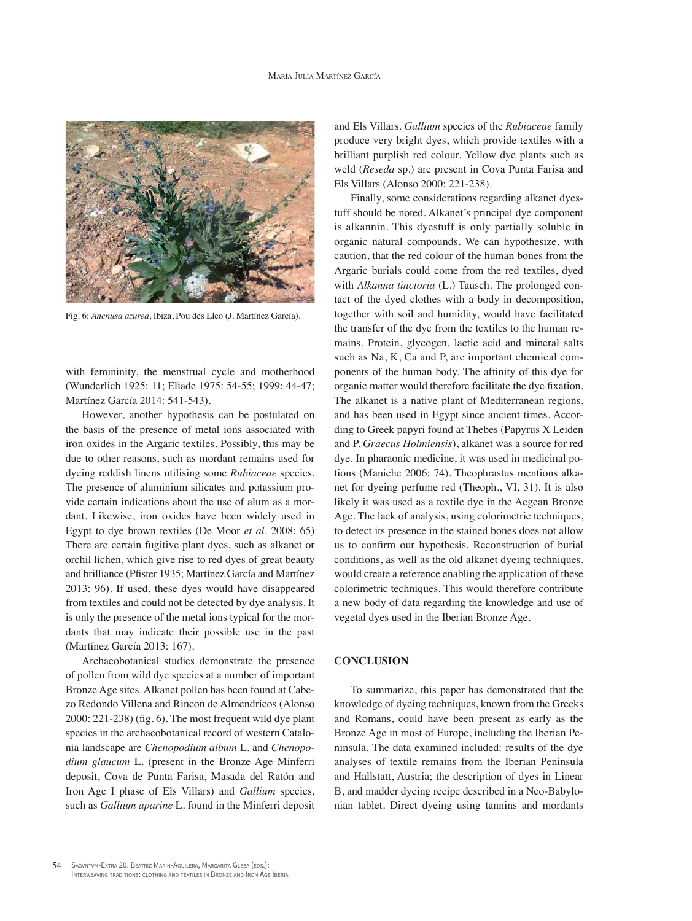Fig. 6: *Anchusa azurea*, Ibiza, Pou des Lleo (J. Martínez García).

with femininity, the menstrual cycle and motherhood (Wunderlich 1925: 11; Eliade 1975: 54-55; 1999: 44-47; Martínez García 2014: 541-543).

However, another hypothesis can be postulated on the basis of the presence of metal ions associated with iron oxides in the Argaric textiles. Possibly, this may be due to other reasons, such as mordant remains used for dyeing reddish linens utilising some *Rubiaceae* species. The presence of aluminium silicates and potassium provide certain indications about the use of alum as a mordant. Likewise, iron oxides have been widely used in Egypt to dye brown textiles (De Moor *et al*. 2008: 65) There are certain fugitive plant dyes, such as alkanet or orchil lichen, which give rise to red dyes of great beauty and brilliance (Pfister 1935; Martínez García and Martínez 2013: 96). If used, these dyes would have disappeared from textiles and could not be detected by dye analysis. It is only the presence of the metal ions typical for the mordants that may indicate their possible use in the past (Martínez García 2013: 167).

Archaeobotanical studies demonstrate the presence of pollen from wild dye species at a number of important Bronze Age sites. Alkanet pollen has been found at Cabezo Redondo Villena and Rincon de Almendricos (Alonso 2000: 221-238) (fig. 6). The most frequent wild dye plant species in the archaeobotanical record of western Catalonia landscape are *Chenopodium album* L. and *Chenopodium glaucum* L. (present in the Bronze Age Minferri deposit, Cova de Punta Farisa, Masada del Ratón and Iron Age I phase of Els Villars) and *Gallium* species, such as *Gallium aparine* L. found in the Minferri deposit and Els Villars. *Gallium* species of the *Rubiaceae* family produce very bright dyes, which provide textiles with a brilliant purplish red colour. Yellow dye plants such as weld (*Reseda* sp.) are present in Cova Punta Farisa and Els Villars (Alonso 2000: 221-238).

Finally, some considerations regarding alkanet dyestuff should be noted. Alkanet's principal dye component is alkannin. This dyestuff is only partially soluble in organic natural compounds. We can hypothesize, with caution, that the red colour of the human bones from the Argaric burials could come from the red textiles, dyed with *Alkanna tinctoria* (L.) Tausch. The prolonged contact of the dyed clothes with a body in decomposition, together with soil and humidity, would have facilitated the transfer of the dye from the textiles to the human remains. Protein, glycogen, lactic acid and mineral salts such as Na, K, Ca and P, are important chemical components of the human body. The affinity of this dye for organic matter would therefore facilitate the dye fixation. The alkanet is a native plant of Mediterranean regions, and has been used in Egypt since ancient times. According to Greek papyri found at Thebes (Papyrus X Leiden and P. *Graecus Holmiensis*), alkanet was a source for red dye. In pharaonic medicine, it was used in medicinal potions (Maniche 2006: 74). Theophrastus mentions alkanet for dyeing perfume red (Theoph., VI, 31). It is also likely it was used as a textile dye in the Aegean Bronze Age. The lack of analysis, using colorimetric techniques, to detect its presence in the stained bones does not allow us to confirm our hypothesis. Reconstruction of burial conditions, as well as the old alkanet dyeing techniques, would create a reference enabling the application of these colorimetric techniques. This would therefore contribute a new body of data regarding the knowledge and use of vegetal dyes used in the Iberian Bronze Age.

## CONCLUSION

To summarize, this paper has demonstrated that the knowledge of dyeing techniques, known from the Greeks and Romans, could have been present as early as the Bronze Age in most of Europe, including the Iberian Peninsula. The data examined included: results of the dye analyses of textile remains from the Iberian Peninsula and Hallstatt, Austria; the description of dyes in Linear B, and madder dyeing recipe described in a Neo-Babylonian tablet. Direct dyeing using tannins and mordants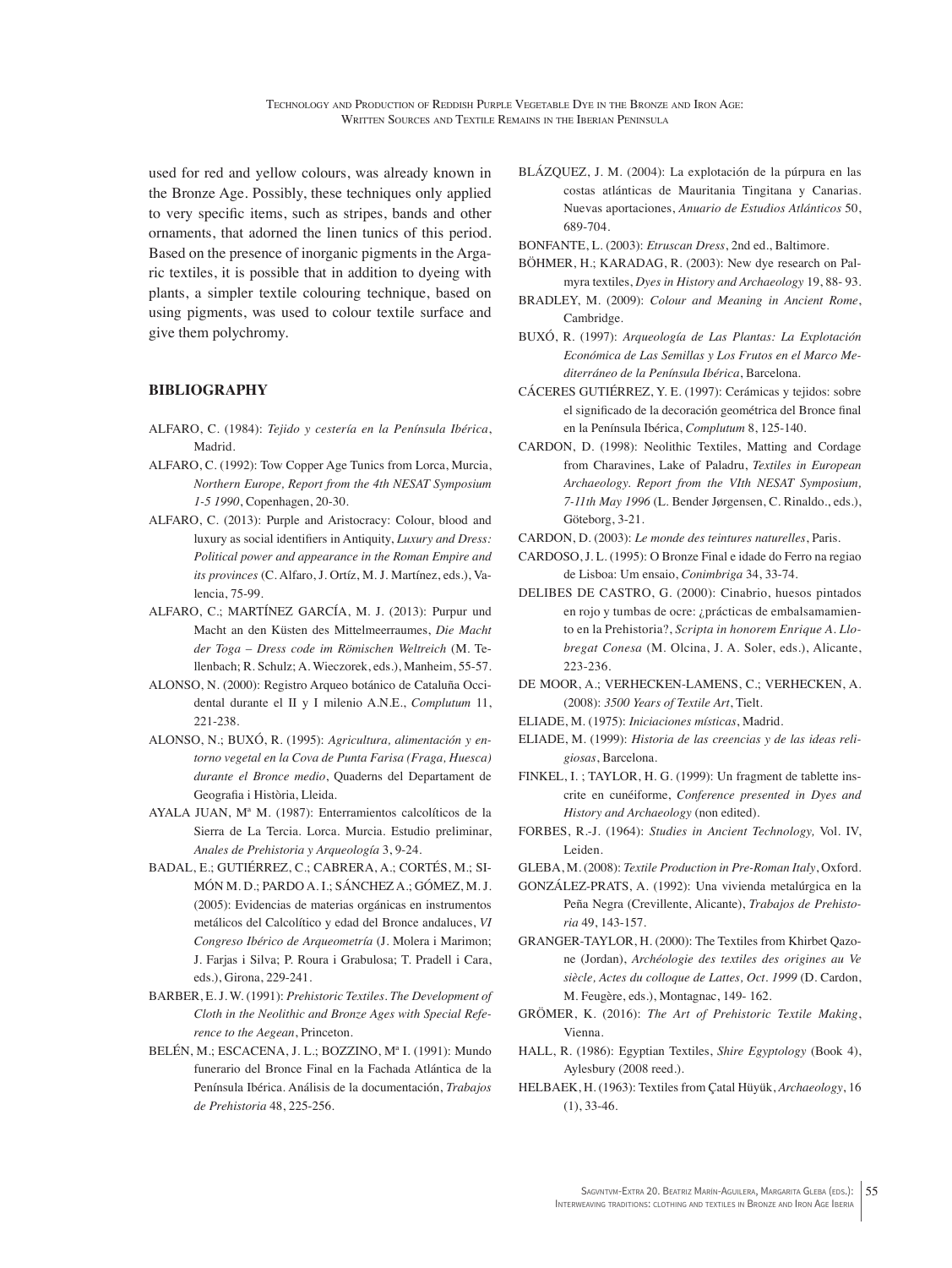used for red and yellow colours, was already known in the Bronze Age. Possibly, these techniques only applied to very specific items, such as stripes, bands and other ornaments, that adorned the linen tunics of this period. Based on the presence of inorganic pigments in the Argaric textiles, it is possible that in addition to dyeing with plants, a simpler textile colouring technique, based on using pigments, was used to colour textile surface and give them polychromy.

## BIBLIOGRAPHY

ALFARO, C. (1984): *Tejido y cestería en la Península Ibérica*, Madrid.

ALFARO, C. (1992): Tow Copper Age Tunics from Lorca, Murcia, *Northern Europe, Report from the 4th NESAT Symposium 1-5 1990*, Copenhagen, 20-30.

ALFARO, C. (2013): Purple and Aristocracy: Colour, blood and luxury as social identifiers in Antiquity, *Luxury and Dress: Political power and appearance in the Roman Empire and its provinces* (C. Alfaro, J. Ortíz, M. J. Martínez, eds.), Valencia, 75-99.

ALFARO, C.; MARTÍNEZ GARCÍA, M. J. (2013): Purpur und Macht an den Küsten des Mittelmeerraumes, *Die Macht der Toga – Dress code im Römischen Weltreich* (M. Tellenbach; R. Schulz; A. Wieczorek, eds.), Manheim, 55-57.

ALONSO, N. (2000): Registro Arqueo botánico de Cataluña Occidental durante el II y I milenio A.N.E., *Complutum* 11, 221-238.

ALONSO, N.; BUXÓ, R. (1995): *Agricultura, alimentación y entorno vegetal en la Cova de Punta Farisa (Fraga, Huesca) durante el Bronce medio*, Quaderns del Departament de Geografia i Història, Lleida.

AYALA JUAN, Mª M. (1987): Enterramientos calcolíticos de la Sierra de La Tercia. Lorca. Murcia. Estudio preliminar, *Anales de Prehistoria y Arqueología* 3, 9-24.

BADAL, E.; GUTIÉRREZ, C.; CABRERA, A.; CORTÉS, M.; SIMÓN M. D.; PARDO A. I.; SÁNCHEZ A.; GÓMEZ, M. J. (2005): Evidencias de materias orgánicas en instrumentos metálicos del Calcolítico y edad del Bronce andaluces, *VI Congreso Ibérico de Arqueometría* (J. Molera i Marimon; J. Farjas i Silva; P. Roura i Grabulosa; T. Pradell i Cara, eds.), Girona, 229-241.

BARBER, E. J. W. (1991): *Prehistoric Textiles. The Development of Cloth in the Neolithic and Bronze Ages with Special Reference to the Aegean*, Princeton.

BELÉN, M.; ESCACENA, J. L.; BOZZINO, Mª I. (1991): Mundo funerario del Bronce Final en la Fachada Atlántica de la Península Ibérica. Análisis de la documentación, *Trabajos de Prehistoria* 48, 225-256.

BLÁZQUEZ, J. M. (2004): La explotación de la púrpura en las costas atlánticas de Mauritania Tingitana y Canarias. Nuevas aportaciones, *Anuario de Estudios Atlánticos* 50, 689-704.

BONFANTE, L. (2003): *Etruscan Dress*, 2nd ed., Baltimore.

BÖHMER, H.; KARADAG, R. (2003): New dye research on Palmyra textiles, *Dyes in History and Archaeology* 19, 88- 93.

BRADLEY, M. (2009): *Colour and Meaning in Ancient Rome*, Cambridge.

BUXÓ, R. (1997): *Arqueología de Las Plantas: La Explotación Económica de Las Semillas y Los Frutos en el Marco Mediterráneo de la Península Ibérica*, Barcelona.

CÁCERES GUTIÉRREZ, Y. E. (1997): Cerámicas y tejidos: sobre el significado de la decoración geométrica del Bronce final en la Península Ibérica, *Complutum* 8, 125-140.

CARDON, D. (1998): Neolithic Textiles, Matting and Cordage from Charavines, Lake of Paladru, *Textiles in European Archaeology. Report from the VIth NESAT Symposium, 7-11th May 1996* (L. Bender Jørgensen, C. Rinaldo., eds.), Göteborg, 3-21.

CARDON, D. (2003): *Le monde des teintures naturelles*, Paris.

CARDOSO, J. L. (1995): O Bronze Final e idade do Ferro na regiao de Lisboa: Um ensaio, *Conimbriga* 34, 33-74.

DELIBES DE CASTRO, G. (2000): Cinabrio, huesos pintados en rojo y tumbas de ocre: ¿prácticas de embalsamamiento en la Prehistoria?, *Scripta in honorem Enrique A. Llobregat Conesa* (M. Olcina, J. A. Soler, eds.), Alicante, 223-236.

DE MOOR, A.; VERHECKEN-LAMENS, C.; VERHECKEN, A. (2008): *3500 Years of Textile Art*, Tielt.

ELIADE, M. (1975): *Iniciaciones místicas*, Madrid.

ELIADE, M. (1999): *Historia de las creencias y de las ideas religiosas*, Barcelona.

FINKEL, I. ; TAYLOR, H. G. (1999): Un fragment de tablette inscrite en cunéiforme, *Conference presented in Dyes and History and Archaeology* (non edited).

FORBES, R.-J. (1964): *Studies in Ancient Technology,* Vol. IV, Leiden.

GLEBA, M. (2008): *Textile Production in Pre-Roman Italy*, Oxford.

GONZÁLEZ-PRATS, A. (1992): Una vivienda metalúrgica en la Peña Negra (Crevillente, Alicante), *Trabajos de Prehistoria* 49, 143-157.

GRANGER-TAYLOR, H. (2000): The Textiles from Khirbet Qazone (Jordan), *Archéologie des textiles des origines au Ve siècle, Actes du colloque de Lattes, Oct. 1999* (D. Cardon, M. Feugère, eds.), Montagnac, 149- 162.

GRÖMER, K. (2016): *The Art of Prehistoric Textile Making*, Vienna.

HALL, R. (1986): Egyptian Textiles, *Shire Egyptology* (Book 4), Aylesbury (2008 reed.).

HELBAEK, H. (1963): Textiles from Çatal Hüyük, *Archaeology*, 16 (1), 33-46.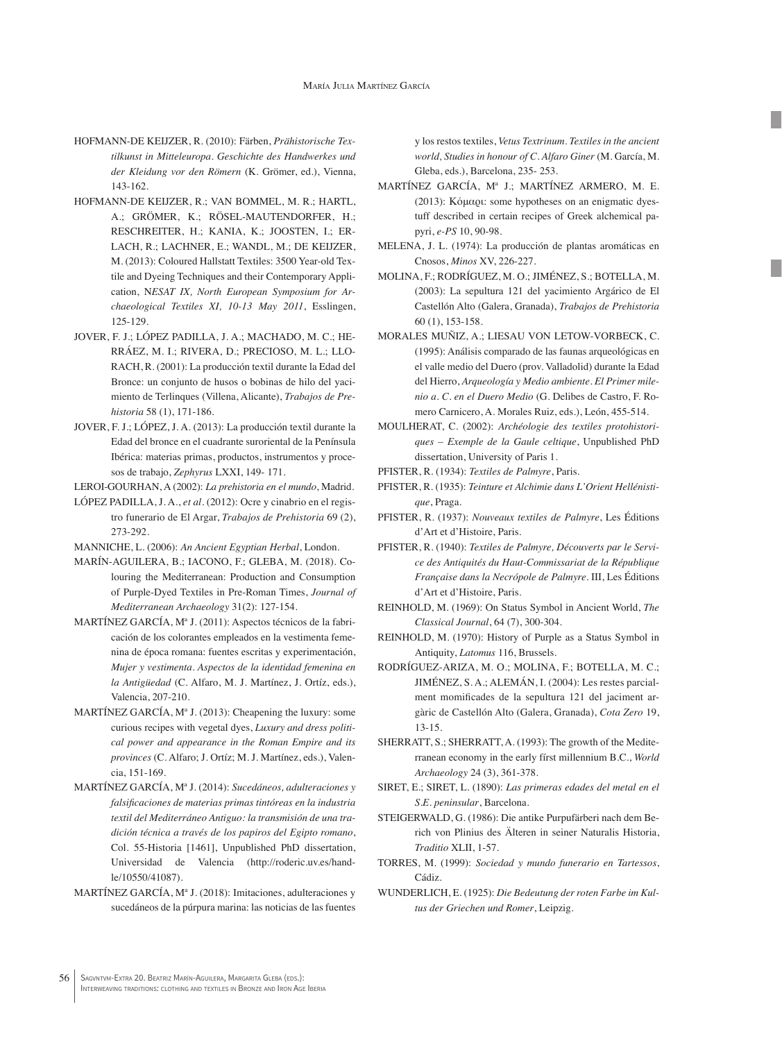HOFMANN-DE KEIJZER, R. (2010): Färben, *Prähistorische Textilkunst in Mitteleuropa. Geschichte des Handwerkes und der Kleidung vor den Römern* (K. Grömer, ed.), Vienna, 143-162.

HOFMANN-DE KEIJZER, R.; VAN BOMMEL, M. R.; HARTL, A.; GRÖMER, K.; RÖSEL-MAUTENDORFER, H.; RESCHREITER, H.; KANIA, K.; JOOSTEN, I.; ERLACH, R.; LACHNER, E.; WANDL, M.; DE KEIJZER, M. (2013): Coloured Hallstatt Textiles: 3500 Year-old Textile and Dyeing Techniques and their Contemporary Application, N*ESAT IX, North European Symposium for Archaeological Textiles XI, 10-13 May 2011*, Esslingen, 125-129.

JOVER, F. J.; LÓPEZ PADILLA, J. A.; MACHADO, M. C.; HERRÁEZ, M. I.; RIVERA, D.; PRECIOSO, M. L.; LLORACH, R. (2001): La producción textil durante la Edad del Bronce: un conjunto de husos o bobinas de hilo del yacimiento de Terlinques (Villena, Alicante), *Trabajos de Prehistoria* 58 (1), 171-186.

JOVER, F. J.; LÓPEZ, J. A. (2013): La producción textil durante la Edad del bronce en el cuadrante suroriental de la Península Ibérica: materias primas, productos, instrumentos y procesos de trabajo, *Zephyrus* LXXI, 149- 171.

LEROI-GOURHAN, A (2002): *La prehistoria en el mundo*, Madrid.

LÓPEZ PADILLA, J. A., *et al*. (2012): Ocre y cinabrio en el registro funerario de El Argar, *Trabajos de Prehistoria* 69 (2), 273-292.

MANNICHE, L. (2006): *An Ancient Egyptian Herbal*, London.

MARÍN-AGUILERA, B.; IACONO, F.; GLEBA, M. (2018). Colouring the Mediterranean: Production and Consumption of Purple-Dyed Textiles in Pre-Roman Times, *Journal of Mediterranean Archaeology* 31(2): 127-154.

MARTÍNEZ GARCÍA, Mª J. (2011): Aspectos técnicos de la fabricación de los colorantes empleados en la vestimenta femenina de época romana: fuentes escritas y experimentación, *Mujer y vestimenta. Aspectos de la identidad femenina en la Antigüedad* (C. Alfaro, M. J. Martínez, J. Ortíz, eds.), Valencia, 207-210.

MARTÍNEZ GARCÍA, Mª J. (2013): Cheapening the luxury: some curious recipes with vegetal dyes, *Luxury and dress political power and appearance in the Roman Empire and its provinces* (C. Alfaro; J. Ortíz; M. J. Martínez, eds.), Valencia, 151-169.

MARTÍNEZ GARCÍA, Mª J. (2014): *Sucedáneos, adulteraciones y falsificaciones de materias primas tintóreas en la industria textil del Mediterráneo Antiguo: la transmisión de una tradición técnica a través de los papiros del Egipto romano*, Col. 55-Historia [1461], Unpublished PhD dissertation, Universidad de Valencia (http://roderic.uv.es/handle/10550/41087).

MARTÍNEZ GARCÍA, Mª J. (2018): Imitaciones, adulteraciones y sucedáneos de la púrpura marina: las noticias de las fuentes y los restos textiles, *Vetus Textrinum. Textiles in the ancient world, Studies in honour of C. Alfaro Giner* (M. García, M. Gleba, eds.), Barcelona, 235- 253.

MARTÍNEZ GARCÍA, Mª J.; MARTÍNEZ ARMERO, M. E. (2013): Κόμαρι: some hypotheses on an enigmatic dyestuff described in certain recipes of Greek alchemical papyri, *e-PS* 10, 90-98.

MELENA, J. L. (1974): La producción de plantas aromáticas en Cnosos, *Minos* XV, 226-227.

MOLINA, F.; RODRÍGUEZ, M. O.; JIMÉNEZ, S.; BOTELLA, M. (2003): La sepultura 121 del yacimiento Argárico de El Castellón Alto (Galera, Granada), *Trabajos de Prehistoria* 60 (1), 153-158.

MORALES MUÑIZ, A.; LIESAU VON LETOW-VORBECK, C. (1995): Análisis comparado de las faunas arqueológicas en el valle medio del Duero (prov. Valladolid) durante la Edad del Hierro, *Arqueología y Medio ambiente. El Primer milenio a. C. en el Duero Medio* (G. Delibes de Castro, F. Romero Carnicero, A. Morales Ruiz, eds.), León, 455-514.

MOULHERAT, C. (2002): *Archéologie des textiles protohistoriques – Exemple de la Gaule celtique*, Unpublished PhD dissertation, University of Paris 1.

PFISTER, R. (1934): *Textiles de Palmyre*, Paris.

PFISTER, R. (1935): *Teinture et Alchimie dans L'Orient Hellénistique*, Praga.

PFISTER, R. (1937): *Nouveaux textiles de Palmyre*, Les Éditions d'Art et d'Histoire, Paris.

PFISTER, R. (1940): *Textiles de Palmyre, Découverts par le Service des Antiquités du Haut-Commissariat de la République Française dans la Nécrópole de Palmyre*. III, Les Éditions d'Art et d'Histoire, Paris.

REINHOLD, M. (1969): On Status Symbol in Ancient World, *The Classical Journal*, 64 (7), 300-304.

REINHOLD, M. (1970): History of Purple as a Status Symbol in Antiquity, *Latomus* 116, Brussels.

RODRÍGUEZ-ARIZA, M. O.; MOLINA, F.; BOTELLA, M. C.; JIMÉNEZ, S. A.; ALEMÁN, I. (2004): Les restes parcialment momificades de la sepultura 121 del jaciment argàric de Castellón Alto (Galera, Granada), *Cota Zero* 19, 13-15.

SHERRATT, S.; SHERRATT, A. (1993): The growth of the Mediterranean economy in the early fírst millennium B.C., *World Archaeology* 24 (3), 361-378.

SIRET, E.; SIRET, L. (1890): *Las primeras edades del metal en el S.E. peninsular*, Barcelona.

STEIGERWALD, G. (1986): Die antike Purpurfärberi nach dem Berich von Plinius des Älteren in seiner Naturalis Historia, *Traditio* XLII, 1-57.

TORRES, M. (1999): *Sociedad y mundo funerario en Tartessos*, Cádiz.

WUNDERLICH, E. (1925): *Die Bedeutung der roten Farbe im Kultus der Griechen und Romer*, Leipzig.